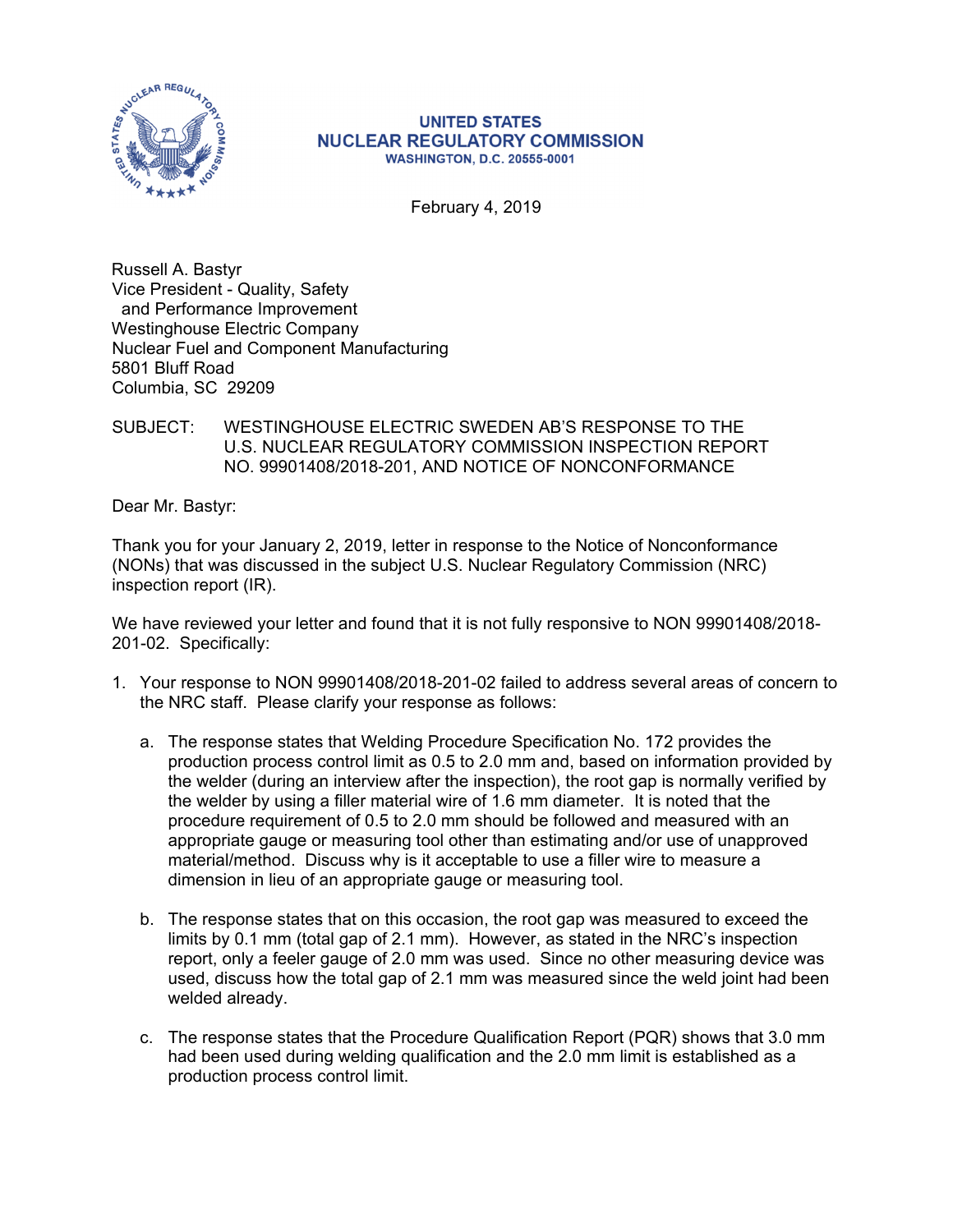**UNITED STATES**
**NUCLEAR REGULATORY COMMISSION**
**WASHINGTON, D.C. 20555-0001**

February 4, 2019

Russell A. Bastyr
Vice President - Quality, Safety
and Performance Improvement
Westinghouse Electric Company
Nuclear Fuel and Component Manufacturing
5801 Bluff Road
Columbia, SC 29209

SUBJECT: WESTINGHOUSE ELECTRIC SWEDEN AB'S RESPONSE TO THE U.S. NUCLEAR REGULATORY COMMISSION INSPECTION REPORT NO. 99901408/2018-201, AND NOTICE OF NONCONFORMANCE

Dear Mr. Bastyr:

Thank you for your January 2, 2019, letter in response to the Notice of Nonconformance (NONs) that was discussed in the subject U.S. Nuclear Regulatory Commission (NRC) inspection report (IR).

We have reviewed your letter and found that it is not fully responsive to NON 99901408/2018-201-02. Specifically:

1. Your response to NON 99901408/2018-201-02 failed to address several areas of concern to the NRC staff. Please clarify your response as follows:

   a. The response states that Welding Procedure Specification No. 172 provides the production process control limit as 0.5 to 2.0 mm and, based on information provided by the welder (during an interview after the inspection), the root gap is normally verified by the welder by using a filler material wire of 1.6 mm diameter. It is noted that the procedure requirement of 0.5 to 2.0 mm should be followed and measured with an appropriate gauge or measuring tool other than estimating and/or use of unapproved material/method. Discuss why is it acceptable to use a filler wire to measure a dimension in lieu of an appropriate gauge or measuring tool.

   b. The response states that on this occasion, the root gap was measured to exceed the limits by 0.1 mm (total gap of 2.1 mm). However, as stated in the NRC's inspection report, only a feeler gauge of 2.0 mm was used. Since no other measuring device was used, discuss how the total gap of 2.1 mm was measured since the weld joint had been welded already.

   c. The response states that the Procedure Qualification Report (PQR) shows that 3.0 mm had been used during welding qualification and the 2.0 mm limit is established as a production process control limit.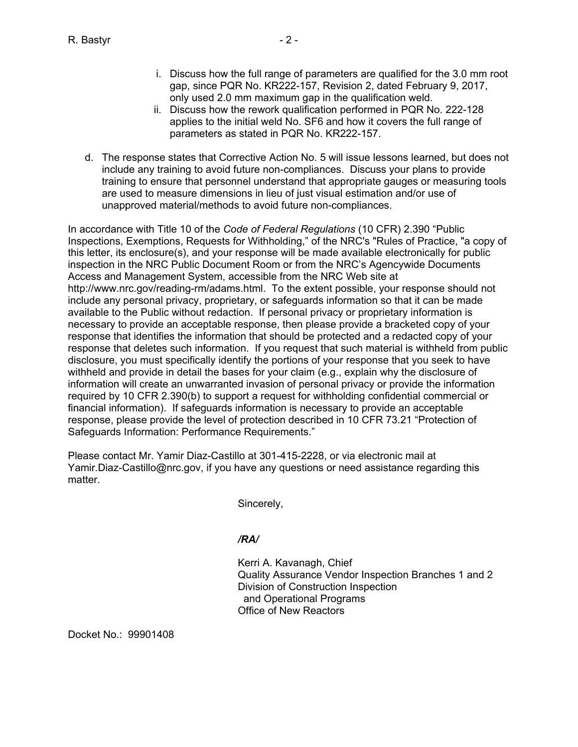i. Discuss how the full range of parameters are qualified for the 3.0 mm root gap, since PQR No. KR222-157, Revision 2, dated February 9, 2017, only used 2.0 mm maximum gap in the qualification weld.

ii. Discuss how the rework qualification performed in PQR No. 222-128 applies to the initial weld No. SF6 and how it covers the full range of parameters as stated in PQR No. KR222-157.

d. The response states that Corrective Action No. 5 will issue lessons learned, but does not include any training to avoid future non-compliances. Discuss your plans to provide training to ensure that personnel understand that appropriate gauges or measuring tools are used to measure dimensions in lieu of just visual estimation and/or use of unapproved material/methods to avoid future non-compliances.

In accordance with Title 10 of the *Code of Federal Regulations* (10 CFR) 2.390 "Public Inspections, Exemptions, Requests for Withholding," of the NRC's "Rules of Practice, "a copy of this letter, its enclosure(s), and your response will be made available electronically for public inspection in the NRC Public Document Room or from the NRC's Agencywide Documents Access and Management System, accessible from the NRC Web site at http://www.nrc.gov/reading-rm/adams.html. To the extent possible, your response should not include any personal privacy, proprietary, or safeguards information so that it can be made available to the Public without redaction. If personal privacy or proprietary information is necessary to provide an acceptable response, then please provide a bracketed copy of your response that identifies the information that should be protected and a redacted copy of your response that deletes such information. If you request that such material is withheld from public disclosure, you must specifically identify the portions of your response that you seek to have withheld and provide in detail the bases for your claim (e.g., explain why the disclosure of information will create an unwarranted invasion of personal privacy or provide the information required by 10 CFR 2.390(b) to support a request for withholding confidential commercial or financial information). If safeguards information is necessary to provide an acceptable response, please provide the level of protection described in 10 CFR 73.21 "Protection of Safeguards Information: Performance Requirements."

Please contact Mr. Yamir Diaz-Castillo at 301-415-2228, or via electronic mail at Yamir.Diaz-Castillo@nrc.gov, if you have any questions or need assistance regarding this matter.

Sincerely,

***/RA/***

Kerri A. Kavanagh, Chief
Quality Assurance Vendor Inspection Branches 1 and 2
Division of Construction Inspection
and Operational Programs
Office of New Reactors

Docket No.: 99901408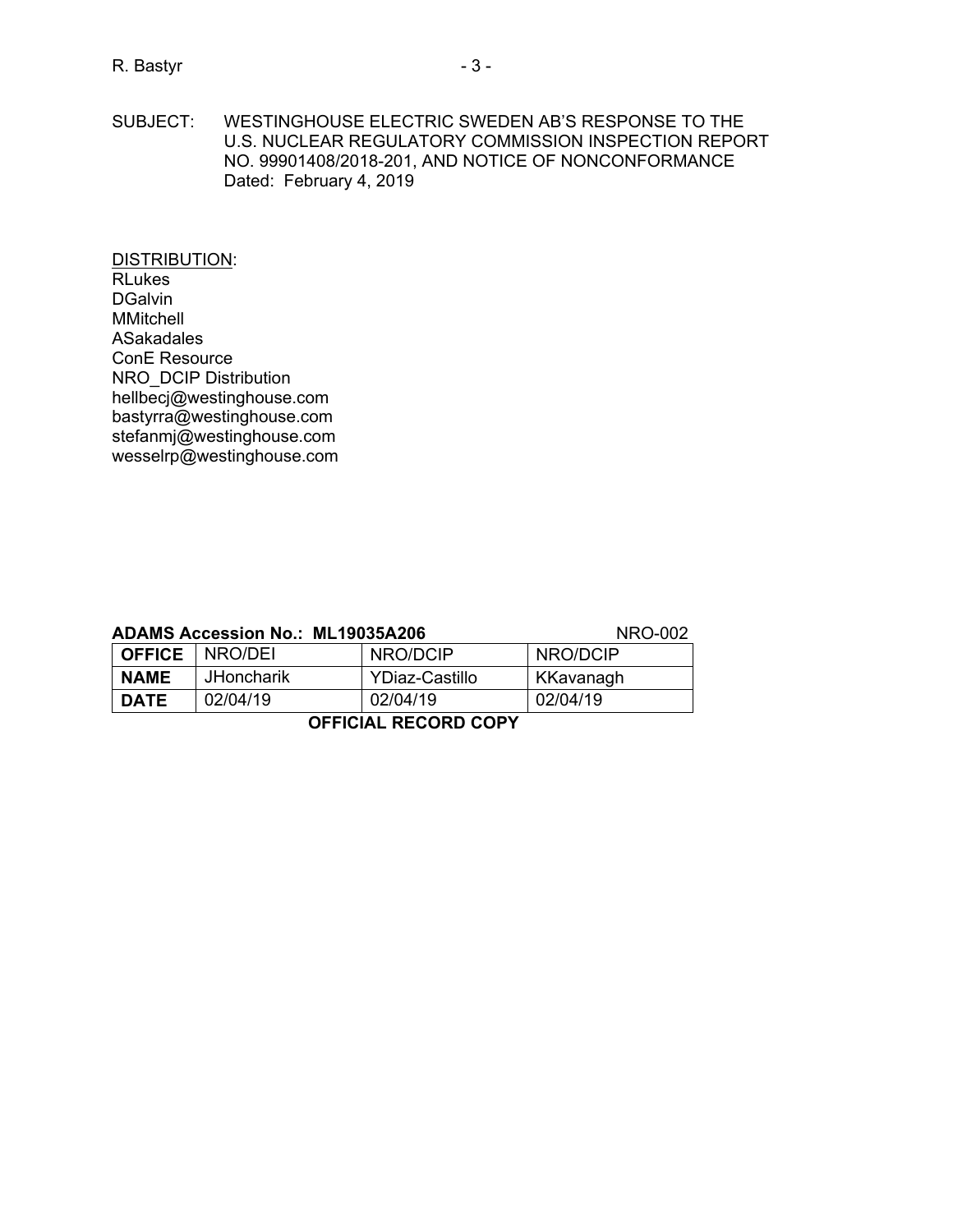SUBJECT: WESTINGHOUSE ELECTRIC SWEDEN AB'S RESPONSE TO THE U.S. NUCLEAR REGULATORY COMMISSION INSPECTION REPORT NO. 99901408/2018-201, AND NOTICE OF NONCONFORMANCE Dated: February 4, 2019

DISTRIBUTION:
RLukes
DGalvin
MMitchell
ASakadales
ConE Resource
NRO_DCIP Distribution
hellbecj@westinghouse.com
bastyrra@westinghouse.com
stefanmj@westinghouse.com
wesselrp@westinghouse.com

**ADAMS Accession No.: ML19035A206** NRO-002

| **OFFICE** | NRO/DEI | NRO/DCIP | NRO/DCIP |
|---|---|---|---|
| **NAME** | JHoncharik | YDiaz-Castillo | KKavanagh |
| **DATE** | 02/04/19 | 02/04/19 | 02/04/19 |

**OFFICIAL RECORD COPY**